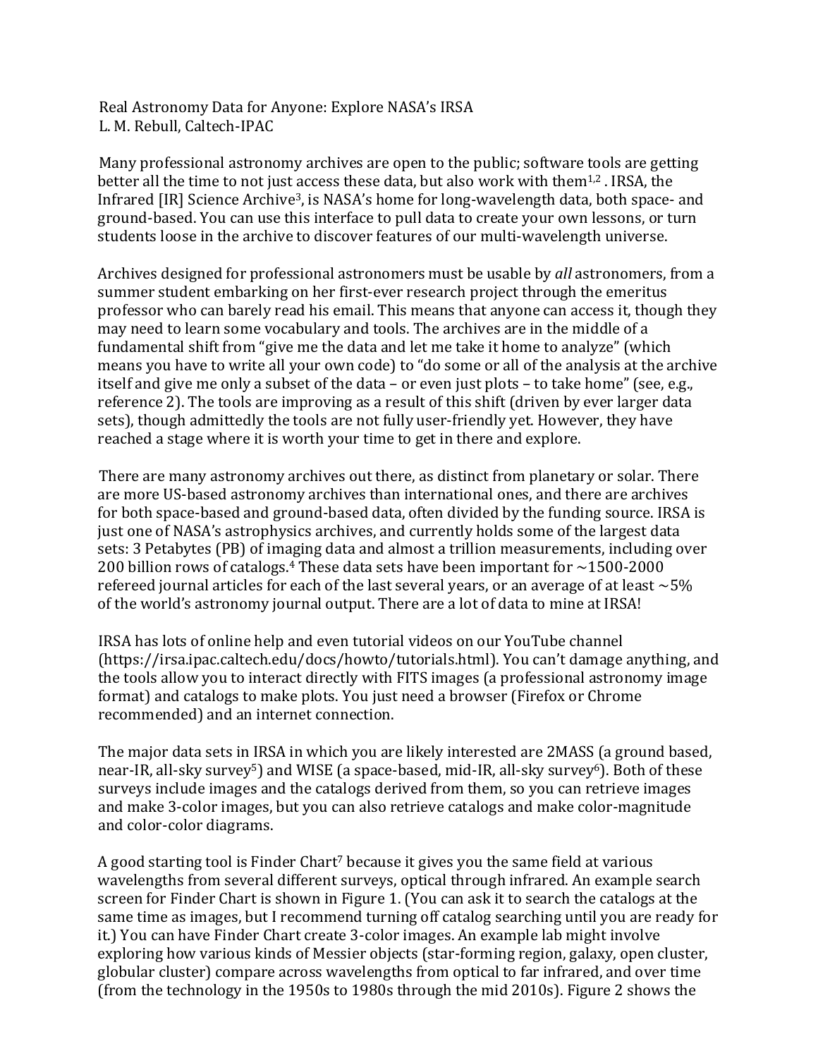# Real Astronomy Data for Anyone: Explore NASA's IRSA

L. M. Rebull, Caltech-IPAC

Many professional astronomy archives are open to the public; software tools are getting better all the time to not just access these data, but also work with them[1,2] . IRSA, the Infrared [IR] Science Archive[3], is NASA's home for long-wavelength data, both space- and ground-based. You can use this interface to pull data to create your own lessons, or turn students loose in the archive to discover features of our multi-wavelength universe.

Archives designed for professional astronomers must be usable by *all* astronomers, from a summer student embarking on her first-ever research project through the emeritus professor who can barely read his email. This means that anyone can access it, though they may need to learn some vocabulary and tools. The archives are in the middle of a fundamental shift from "give me the data and let me take it home to analyze" (which means you have to write all your own code) to "do some or all of the analysis at the archive itself and give me only a subset of the data – or even just plots – to take home" (see, e.g., reference 2). The tools are improving as a result of this shift (driven by ever larger data sets), though admittedly the tools are not fully user-friendly yet. However, they have reached a stage where it is worth your time to get in there and explore.

There are many astronomy archives out there, as distinct from planetary or solar. There are more US-based astronomy archives than international ones, and there are archives for both space-based and ground-based data, often divided by the funding source. IRSA is just one of NASA's astrophysics archives, and currently holds some of the largest data sets: 3 Petabytes (PB) of imaging data and almost a trillion measurements, including over 200 billion rows of catalogs.[4] These data sets have been important for ~1500-2000 refereed journal articles for each of the last several years, or an average of at least ~5% of the world's astronomy journal output. There are a lot of data to mine at IRSA!

IRSA has lots of online help and even tutorial videos on our YouTube channel (https://irsa.ipac.caltech.edu/docs/howto/tutorials.html). You can't damage anything, and the tools allow you to interact directly with FITS images (a professional astronomy image format) and catalogs to make plots. You just need a browser (Firefox or Chrome recommended) and an internet connection.

The major data sets in IRSA in which you are likely interested are 2MASS (a ground based, near-IR, all-sky survey[5]) and WISE (a space-based, mid-IR, all-sky survey[6]). Both of these surveys include images and the catalogs derived from them, so you can retrieve images and make 3-color images, but you can also retrieve catalogs and make color-magnitude and color-color diagrams.

A good starting tool is Finder Chart[7] because it gives you the same field at various wavelengths from several different surveys, optical through infrared. An example search screen for Finder Chart is shown in Figure 1. (You can ask it to search the catalogs at the same time as images, but I recommend turning off catalog searching until you are ready for it.) You can have Finder Chart create 3-color images. An example lab might involve exploring how various kinds of Messier objects (star-forming region, galaxy, open cluster, globular cluster) compare across wavelengths from optical to far infrared, and over time (from the technology in the 1950s to 1980s through the mid 2010s). Figure 2 shows the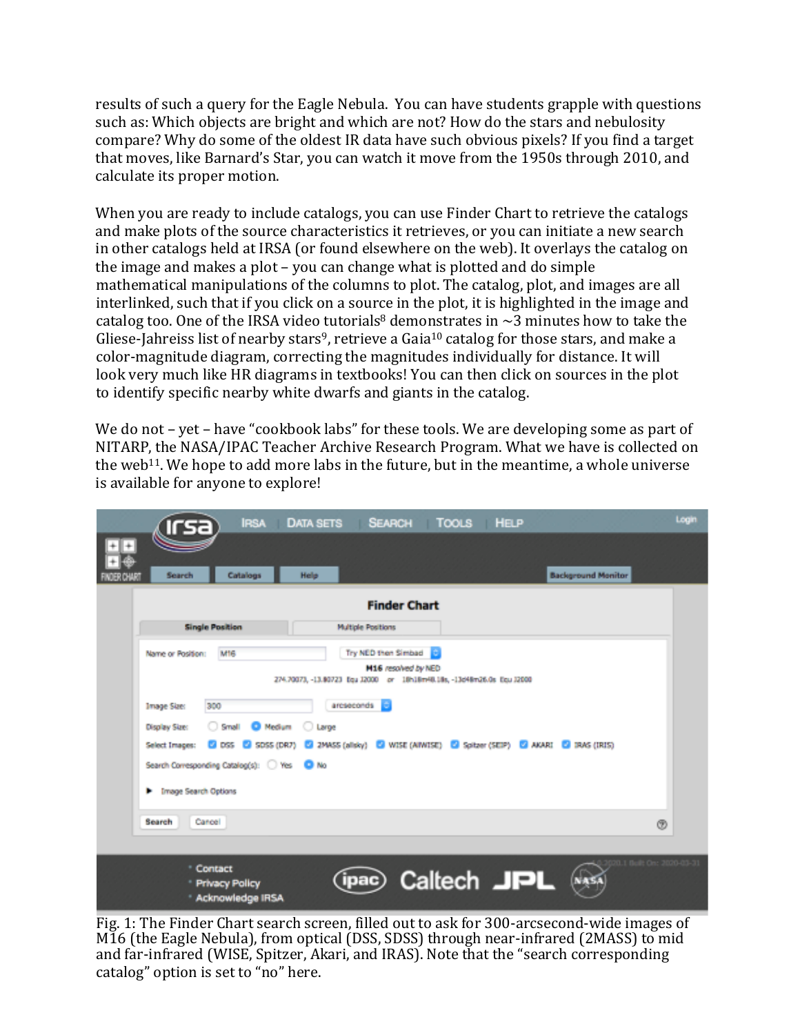results of such a query for the Eagle Nebula. You can have students grapple with questions such as: Which objects are bright and which are not? How do the stars and nebulosity compare? Why do some of the oldest IR data have such obvious pixels? If you find a target that moves, like Barnard's Star, you can watch it move from the 1950s through 2010, and calculate its proper motion.

When you are ready to include catalogs, you can use Finder Chart to retrieve the catalogs and make plots of the source characteristics it retrieves, or you can initiate a new search in other catalogs held at IRSA (or found elsewhere on the web). It overlays the catalog on the image and makes a plot – you can change what is plotted and do simple mathematical manipulations of the columns to plot. The catalog, plot, and images are all interlinked, such that if you click on a source in the plot, it is highlighted in the image and catalog too. One of the IRSA video tutorials[8] demonstrates in ~3 minutes how to take the Gliese-Jahreiss list of nearby stars[9], retrieve a Gaia[10] catalog for those stars, and make a color-magnitude diagram, correcting the magnitudes individually for distance. It will look very much like HR diagrams in textbooks! You can then click on sources in the plot to identify specific nearby white dwarfs and giants in the catalog.

We do not – yet – have "cookbook labs" for these tools. We are developing some as part of NITARP, the NASA/IPAC Teacher Archive Research Program. What we have is collected on the web[11]. We hope to add more labs in the future, but in the meantime, a whole universe is available for anyone to explore!

Fig. 1: The Finder Chart search screen, filled out to ask for 300-arcsecond-wide images of M16 (the Eagle Nebula), from optical (DSS, SDSS) through near-infrared (2MASS) to mid and far-infrared (WISE, Spitzer, Akari, and IRAS). Note that the "search corresponding catalog" option is set to "no" here.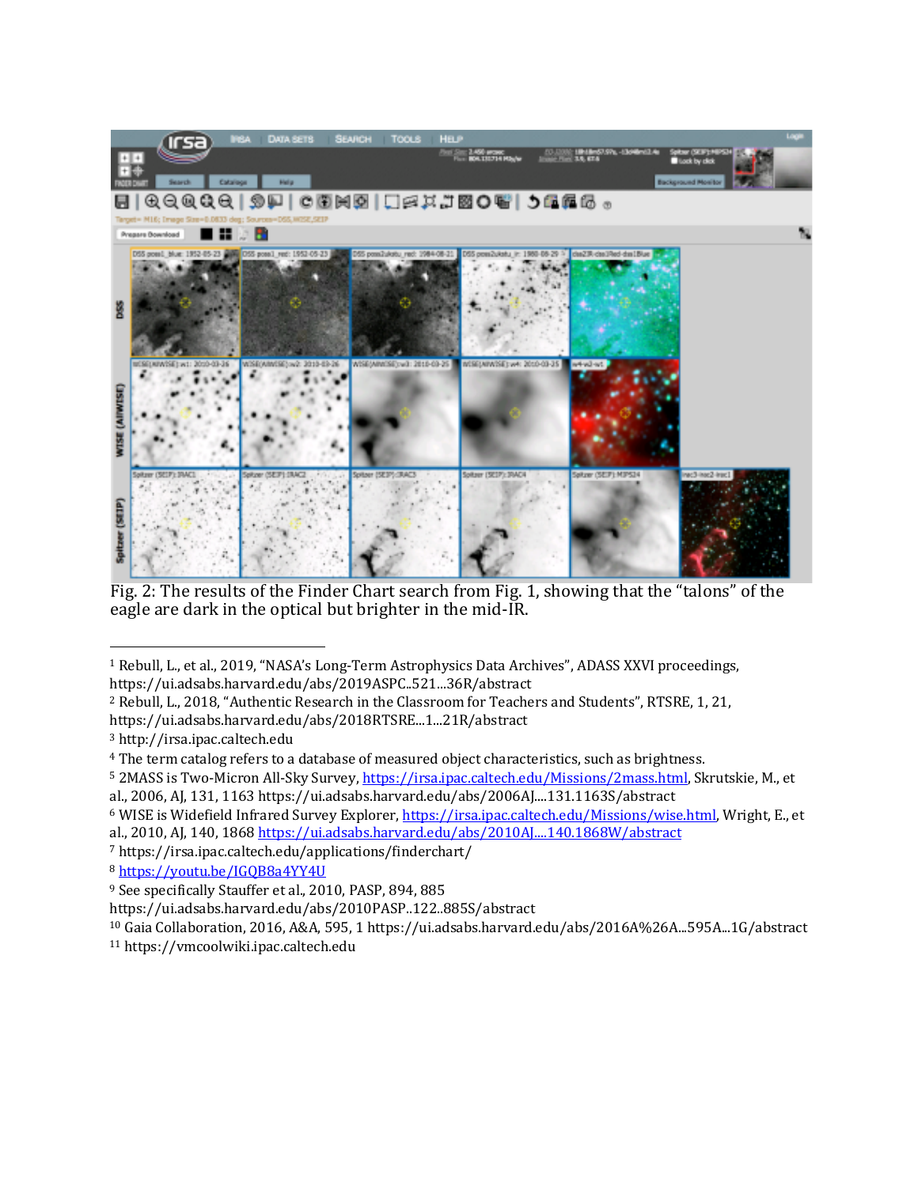Fig. 2: The results of the Finder Chart search from Fig. 1, showing that the "talons" of the eagle are dark in the optical but brighter in the mid-IR.

---

[1] Rebull, L., et al., 2019, "NASA's Long-Term Astrophysics Data Archives", ADASS XXVI proceedings, https://ui.adsabs.harvard.edu/abs/2019ASPC..521...36R/abstract

[2] Rebull, L., 2018, "Authentic Research in the Classroom for Teachers and Students", RTSRE, 1, 21, https://ui.adsabs.harvard.edu/abs/2018RTSRE...1...21R/abstract

[3] http://irsa.ipac.caltech.edu

[4] The term catalog refers to a database of measured object characteristics, such as brightness.

[5] 2MASS is Two-Micron All-Sky Survey, https://irsa.ipac.caltech.edu/Missions/2mass.html, Skrutskie, M., et al., 2006, AJ, 131, 1163 https://ui.adsabs.harvard.edu/abs/2006AJ....131.1163S/abstract

[6] WISE is Widefield Infrared Survey Explorer, https://irsa.ipac.caltech.edu/Missions/wise.html, Wright, E., et al., 2010, AJ, 140, 1868 https://ui.adsabs.harvard.edu/abs/2010AJ....140.1868W/abstract

[7] https://irsa.ipac.caltech.edu/applications/finderchart/

[8] https://youtu.be/IGQB8a4YY4U

[9] See specifically Stauffer et al., 2010, PASP, 894, 885 https://ui.adsabs.harvard.edu/abs/2010PASP..122..885S/abstract

[10] Gaia Collaboration, 2016, A&A, 595, 1 https://ui.adsabs.harvard.edu/abs/2016A%26A...595A...1G/abstract

[11] https://vmcoolwiki.ipac.caltech.edu